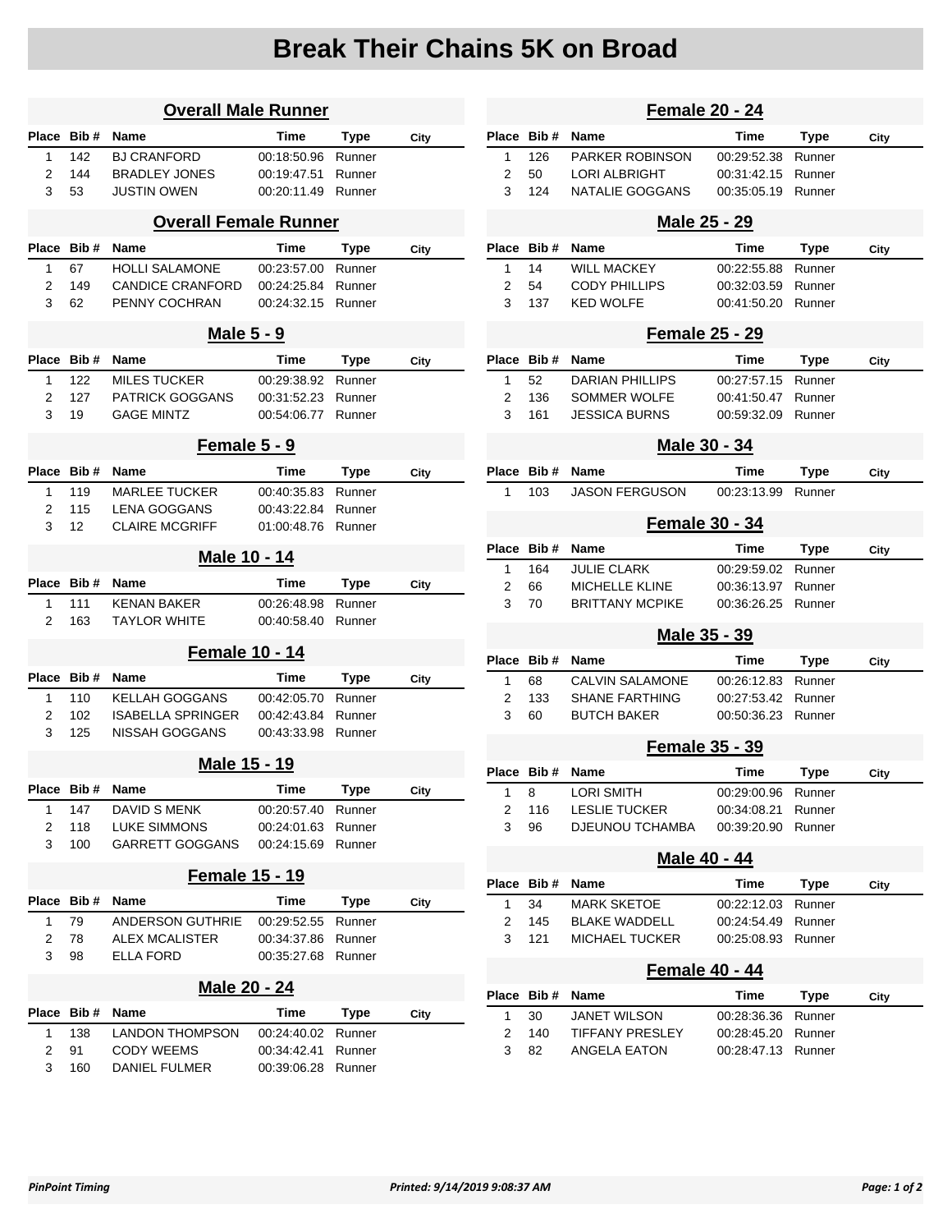# Break Their Chains 5K on Broad

## Overall Male Runner

| Place | Bib # | Name | Time | Type | City |
|---|---|---|---|---|---|
| 1 | 142 | BJ CRANFORD | 00:18:50.96 | Runner | |
| 2 | 144 | BRADLEY JONES | 00:19:47.51 | Runner | |
| 3 | 53 | JUSTIN OWEN | 00:20:11.49 | Runner | |

## Overall Female Runner

| Place | Bib # | Name | Time | Type | City |
|---|---|---|---|---|---|
| 1 | 67 | HOLLI SALAMONE | 00:23:57.00 | Runner | |
| 2 | 149 | CANDICE CRANFORD | 00:24:25.84 | Runner | |
| 3 | 62 | PENNY COCHRAN | 00:24:32.15 | Runner | |

## Male 5 - 9

| Place | Bib # | Name | Time | Type | City |
|---|---|---|---|---|---|
| 1 | 122 | MILES TUCKER | 00:29:38.92 | Runner | |
| 2 | 127 | PATRICK GOGGANS | 00:31:52.23 | Runner | |
| 3 | 19 | GAGE MINTZ | 00:54:06.77 | Runner | |

## Female 5 - 9

| Place | Bib # | Name | Time | Type | City |
|---|---|---|---|---|---|
| 1 | 119 | MARLEE TUCKER | 00:40:35.83 | Runner | |
| 2 | 115 | LENA GOGGANS | 00:43:22.84 | Runner | |
| 3 | 12 | CLAIRE MCGRIFF | 01:00:48.76 | Runner | |

## Male 10 - 14

| Place | Bib # | Name | Time | Type | City |
|---|---|---|---|---|---|
| 1 | 111 | KENAN BAKER | 00:26:48.98 | Runner | |
| 2 | 163 | TAYLOR WHITE | 00:40:58.40 | Runner | |

## Female 10 - 14

| Place | Bib # | Name | Time | Type | City |
|---|---|---|---|---|---|
| 1 | 110 | KELLAH GOGGANS | 00:42:05.70 | Runner | |
| 2 | 102 | ISABELLA SPRINGER | 00:42:43.84 | Runner | |
| 3 | 125 | NISSAH GOGGANS | 00:43:33.98 | Runner | |

## Male 15 - 19

| Place | Bib # | Name | Time | Type | City |
|---|---|---|---|---|---|
| 1 | 147 | DAVID S MENK | 00:20:57.40 | Runner | |
| 2 | 118 | LUKE SIMMONS | 00:24:01.63 | Runner | |
| 3 | 100 | GARRETT GOGGANS | 00:24:15.69 | Runner | |

## Female 15 - 19

| Place | Bib # | Name | Time | Type | City |
|---|---|---|---|---|---|
| 1 | 79 | ANDERSON GUTHRIE | 00:29:52.55 | Runner | |
| 2 | 78 | ALEX MCALISTER | 00:34:37.86 | Runner | |
| 3 | 98 | ELLA FORD | 00:35:27.68 | Runner | |

## Male 20 - 24

| Place | Bib # | Name | Time | Type | City |
|---|---|---|---|---|---|
| 1 | 138 | LANDON THOMPSON | 00:24:40.02 | Runner | |
| 2 | 91 | CODY WEEMS | 00:34:42.41 | Runner | |
| 3 | 160 | DANIEL FULMER | 00:39:06.28 | Runner | |

## Female 20 - 24

| Place | Bib # | Name | Time | Type | City |
|---|---|---|---|---|---|
| 1 | 126 | PARKER ROBINSON | 00:29:52.38 | Runner | |
| 2 | 50 | LORI ALBRIGHT | 00:31:42.15 | Runner | |
| 3 | 124 | NATALIE GOGGANS | 00:35:05.19 | Runner | |

## Male 25 - 29

| Place | Bib # | Name | Time | Type | City |
|---|---|---|---|---|---|
| 1 | 14 | WILL MACKEY | 00:22:55.88 | Runner | |
| 2 | 54 | CODY PHILLIPS | 00:32:03.59 | Runner | |
| 3 | 137 | KED WOLFE | 00:41:50.20 | Runner | |

## Female 25 - 29

| Place | Bib # | Name | Time | Type | City |
|---|---|---|---|---|---|
| 1 | 52 | DARIAN PHILLIPS | 00:27:57.15 | Runner | |
| 2 | 136 | SOMMER WOLFE | 00:41:50.47 | Runner | |
| 3 | 161 | JESSICA BURNS | 00:59:32.09 | Runner | |

## Male 30 - 34

| Place | Bib # | Name | Time | Type | City |
|---|---|---|---|---|---|
| 1 | 103 | JASON FERGUSON | 00:23:13.99 | Runner | |

## Female 30 - 34

| Place | Bib # | Name | Time | Type | City |
|---|---|---|---|---|---|
| 1 | 164 | JULIE CLARK | 00:29:59.02 | Runner | |
| 2 | 66 | MICHELLE KLINE | 00:36:13.97 | Runner | |
| 3 | 70 | BRITTANY MCPIKE | 00:36:26.25 | Runner | |

## Male 35 - 39

| Place | Bib # | Name | Time | Type | City |
|---|---|---|---|---|---|
| 1 | 68 | CALVIN SALAMONE | 00:26:12.83 | Runner | |
| 2 | 133 | SHANE FARTHING | 00:27:53.42 | Runner | |
| 3 | 60 | BUTCH BAKER | 00:50:36.23 | Runner | |

## Female 35 - 39

| Place | Bib # | Name | Time | Type | City |
|---|---|---|---|---|---|
| 1 | 8 | LORI SMITH | 00:29:00.96 | Runner | |
| 2 | 116 | LESLIE TUCKER | 00:34:08.21 | Runner | |
| 3 | 96 | DJEUNOU TCHAMBA | 00:39:20.90 | Runner | |

## Male 40 - 44

| Place | Bib # | Name | Time | Type | City |
|---|---|---|---|---|---|
| 1 | 34 | MARK SKETOE | 00:22:12.03 | Runner | |
| 2 | 145 | BLAKE WADDELL | 00:24:54.49 | Runner | |
| 3 | 121 | MICHAEL TUCKER | 00:25:08.93 | Runner | |

## Female 40 - 44

| Place | Bib # | Name | Time | Type | City |
|---|---|---|---|---|---|
| 1 | 30 | JANET WILSON | 00:28:36.36 | Runner | |
| 2 | 140 | TIFFANY PRESLEY | 00:28:45.20 | Runner | |
| 3 | 82 | ANGELA EATON | 00:28:47.13 | Runner | |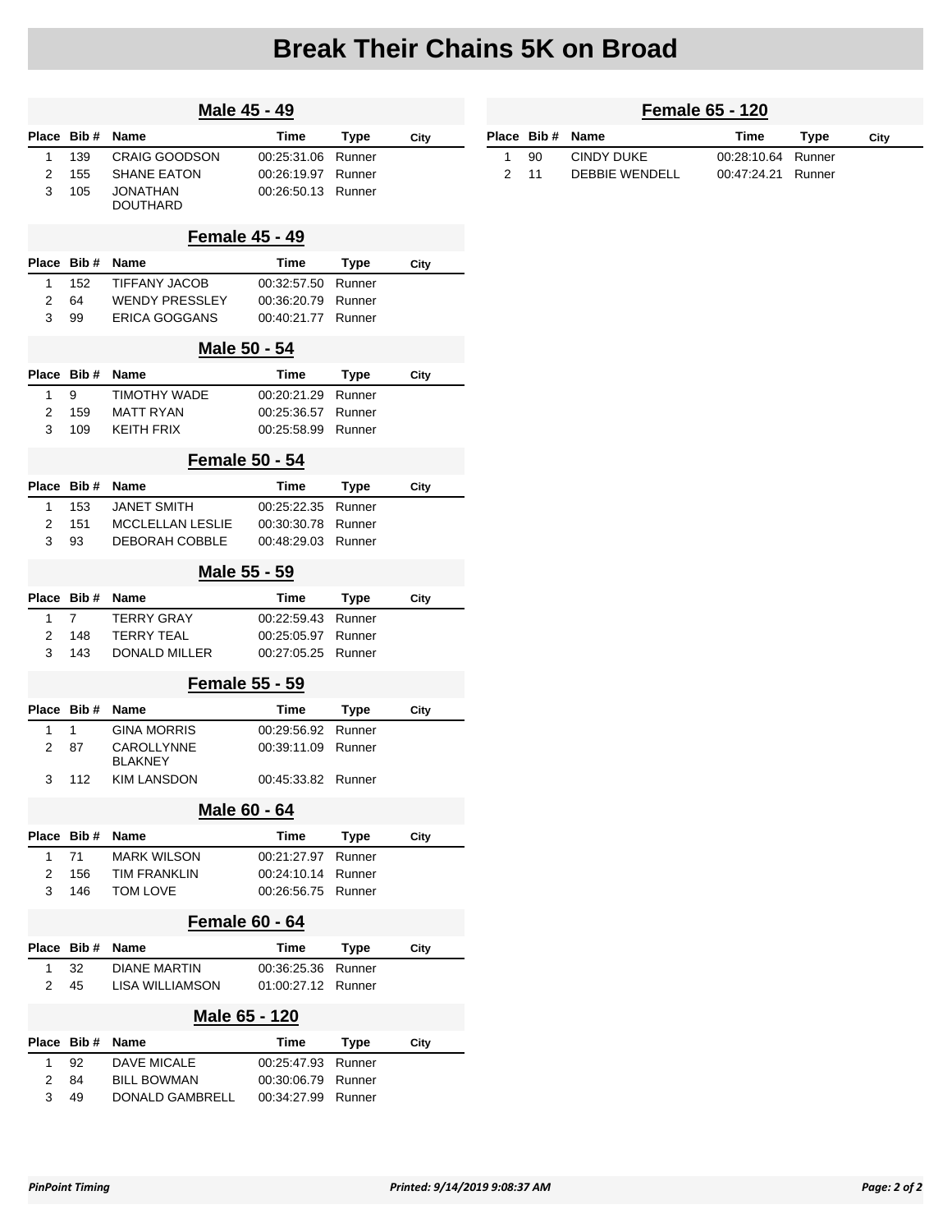# Break Their Chains 5K on Broad

## Male 45 - 49

| Place | Bib # | Name | Time | Type | City |
|---|---|---|---|---|---|
| 1 | 139 | CRAIG GOODSON | 00:25:31.06 | Runner | |
| 2 | 155 | SHANE EATON | 00:26:19.97 | Runner | |
| 3 | 105 | JONATHAN DOUTHARD | 00:26:50.13 | Runner | |

## Female 45 - 49

| Place | Bib # | Name | Time | Type | City |
|---|---|---|---|---|---|
| 1 | 152 | TIFFANY JACOB | 00:32:57.50 | Runner | |
| 2 | 64 | WENDY PRESSLEY | 00:36:20.79 | Runner | |
| 3 | 99 | ERICA GOGGANS | 00:40:21.77 | Runner | |

## Male 50 - 54

| Place | Bib # | Name | Time | Type | City |
|---|---|---|---|---|---|
| 1 | 9 | TIMOTHY WADE | 00:20:21.29 | Runner | |
| 2 | 159 | MATT RYAN | 00:25:36.57 | Runner | |
| 3 | 109 | KEITH FRIX | 00:25:58.99 | Runner | |

## Female 50 - 54

| Place | Bib # | Name | Time | Type | City |
|---|---|---|---|---|---|
| 1 | 153 | JANET SMITH | 00:25:22.35 | Runner | |
| 2 | 151 | MCCLELLAN LESLIE | 00:30:30.78 | Runner | |
| 3 | 93 | DEBORAH COBBLE | 00:48:29.03 | Runner | |

## Male 55 - 59

| Place | Bib # | Name | Time | Type | City |
|---|---|---|---|---|---|
| 1 | 7 | TERRY GRAY | 00:22:59.43 | Runner | |
| 2 | 148 | TERRY TEAL | 00:25:05.97 | Runner | |
| 3 | 143 | DONALD MILLER | 00:27:05.25 | Runner | |

## Female 55 - 59

| Place | Bib # | Name | Time | Type | City |
|---|---|---|---|---|---|
| 1 | 1 | GINA MORRIS | 00:29:56.92 | Runner | |
| 2 | 87 | CAROLLYNNE BLAKNEY | 00:39:11.09 | Runner | |
| 3 | 112 | KIM LANSDON | 00:45:33.82 | Runner | |

## Male 60 - 64

| Place | Bib # | Name | Time | Type | City |
|---|---|---|---|---|---|
| 1 | 71 | MARK WILSON | 00:21:27.97 | Runner | |
| 2 | 156 | TIM FRANKLIN | 00:24:10.14 | Runner | |
| 3 | 146 | TOM LOVE | 00:26:56.75 | Runner | |

## Female 60 - 64

| Place | Bib # | Name | Time | Type | City |
|---|---|---|---|---|---|
| 1 | 32 | DIANE MARTIN | 00:36:25.36 | Runner | |
| 2 | 45 | LISA WILLIAMSON | 01:00:27.12 | Runner | |

## Male 65 - 120

| Place | Bib # | Name | Time | Type | City |
|---|---|---|---|---|---|
| 1 | 92 | DAVE MICALE | 00:25:47.93 | Runner | |
| 2 | 84 | BILL BOWMAN | 00:30:06.79 | Runner | |
| 3 | 49 | DONALD GAMBRELL | 00:34:27.99 | Runner | |

## Female 65 - 120

| Place | Bib # | Name | Time | Type | City |
|---|---|---|---|---|---|
| 1 | 90 | CINDY DUKE | 00:28:10.64 | Runner | |
| 2 | 11 | DEBBIE WENDELL | 00:47:24.21 | Runner | |

*PinPoint Timing* *Printed: 9/14/2019 9:08:37 AM*